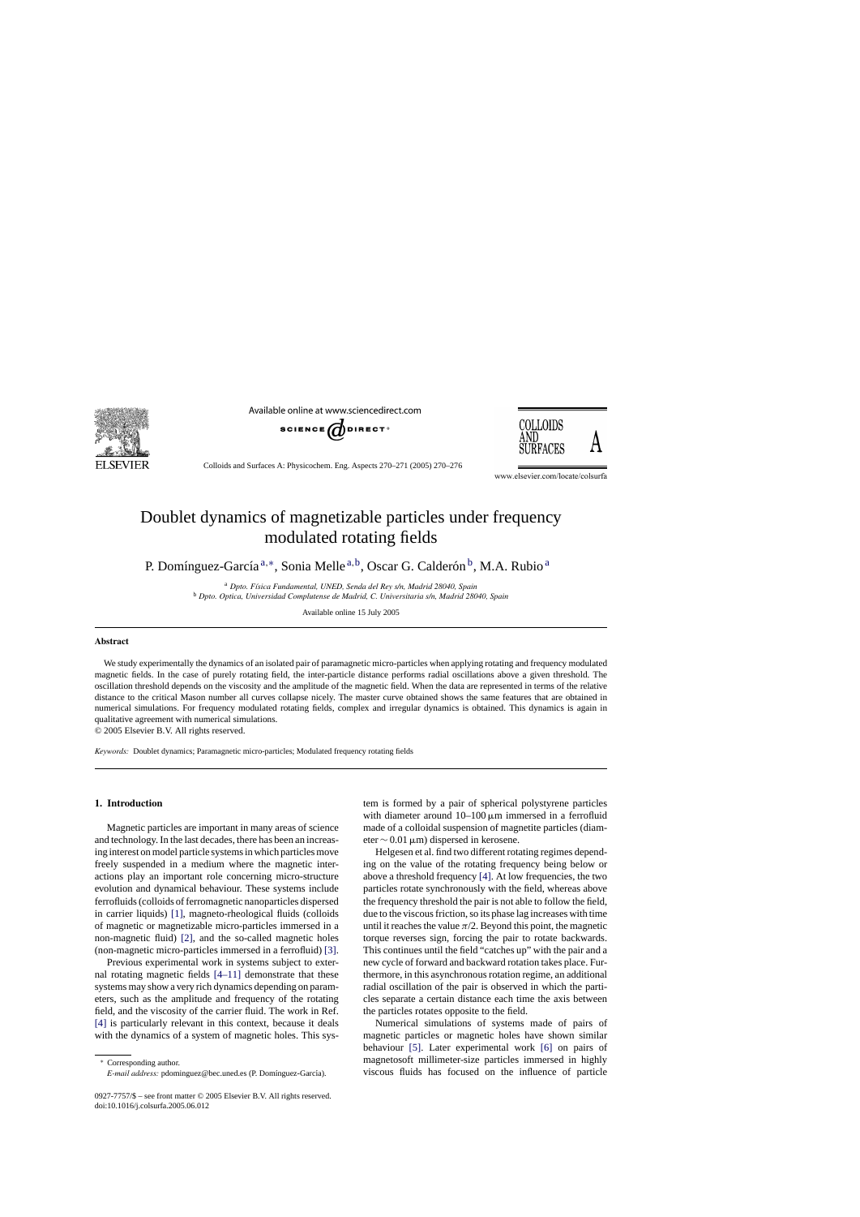# Doublet dynamics of magnetizable particles under frequency modulated rotating fields

P. Domínguez-García [a,*], Sonia Melle [a,b], Oscar G. Calderón [b], M.A. Rubio [a]

[a] *Dpto. Física Fundamental, UNED, Senda del Rey s/n, Madrid 28040, Spain*
[b] *Dpto. Optica, Universidad Complutense de Madrid, C. Universitaria s/n, Madrid 28040, Spain*

Available online 15 July 2005

## Abstract

We study experimentally the dynamics of an isolated pair of paramagnetic micro-particles when applying rotating and frequency modulated magnetic fields. In the case of purely rotating field, the inter-particle distance performs radial oscillations above a given threshold. The oscillation threshold depends on the viscosity and the amplitude of the magnetic field. When the data are represented in terms of the relative distance to the critical Mason number all curves collapse nicely. The master curve obtained shows the same features that are obtained in numerical simulations. For frequency modulated rotating fields, complex and irregular dynamics is obtained. This dynamics is again in qualitative agreement with numerical simulations.

© 2005 Elsevier B.V. All rights reserved.

*Keywords:* Doublet dynamics; Paramagnetic micro-particles; Modulated frequency rotating fields

## 1. Introduction

Magnetic particles are important in many areas of science and technology. In the last decades, there has been an increasing interest on model particle systems in which particles move freely suspended in a medium where the magnetic interactions play an important role concerning micro-structure evolution and dynamical behaviour. These systems include ferrofluids (colloids of ferromagnetic nanoparticles dispersed in carrier liquids) [1], magneto-rheological fluids (colloids of magnetic or magnetizable micro-particles immersed in a non-magnetic fluid) [2], and the so-called magnetic holes (non-magnetic micro-particles immersed in a ferrofluid) [3].

Previous experimental work in systems subject to external rotating magnetic fields [4–11] demonstrate that these systems may show a very rich dynamics depending on parameters, such as the amplitude and frequency of the rotating field, and the viscosity of the carrier fluid. The work in Ref. [4] is particularly relevant in this context, because it deals with the dynamics of a system of magnetic holes. This system is formed by a pair of spherical polystyrene particles with diameter around 10–100 μm immersed in a ferrofluid made of a colloidal suspension of magnetite particles (diameter ∼ 0.01 μm) dispersed in kerosene.

Helgesen et al. find two different rotating regimes depending on the value of the rotating frequency being below or above a threshold frequency [4]. At low frequencies, the two particles rotate synchronously with the field, whereas above the frequency threshold the pair is not able to follow the field, due to the viscous friction, so its phase lag increases with time until it reaches the value $\pi/2$. Beyond this point, the magnetic torque reverses sign, forcing the pair to rotate backwards. This continues until the field "catches up" with the pair and a new cycle of forward and backward rotation takes place. Furthermore, in this asynchronous rotation regime, an additional radial oscillation of the pair is observed in which the particles separate a certain distance each time the axis between the particles rotates opposite to the field.

Numerical simulations of systems made of pairs of magnetic particles or magnetic holes have shown similar behaviour [5]. Later experimental work [6] on pairs of magnetosoft millimeter-size particles immersed in highly viscous fluids has focused on the influence of particle

* Corresponding author.
*E-mail address:* pdominguez@bec.uned.es (P. Domínguez-García).

0927-7757/$ – see front matter © 2005 Elsevier B.V. All rights reserved.
doi:10.1016/j.colsurfa.2005.06.012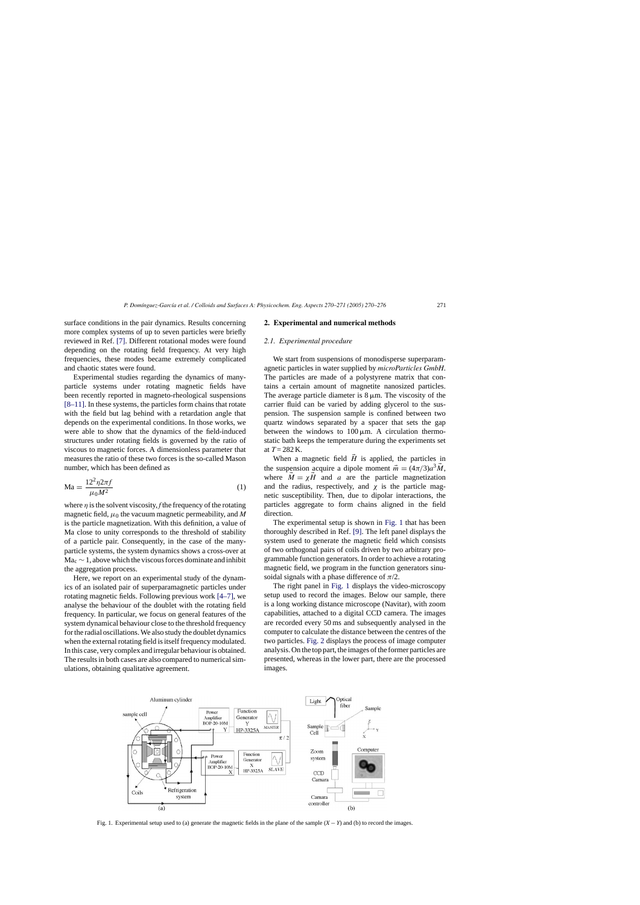surface conditions in the pair dynamics. Results concerning more complex systems of up to seven particles were briefly reviewed in Ref. [7]. Different rotational modes were found depending on the rotating field frequency. At very high frequencies, these modes became extremely complicated and chaotic states were found.

Experimental studies regarding the dynamics of many-particle systems under rotating magnetic fields have been recently reported in magneto-rheological suspensions [8–11]. In these systems, the particles form chains that rotate with the field but lag behind with a retardation angle that depends on the experimental conditions. In those works, we were able to show that the dynamics of the field-induced structures under rotating fields is governed by the ratio of viscous to magnetic forces. A dimensionless parameter that measures the ratio of these two forces is the so-called Mason number, which has been defined as

$$\mathrm{Ma} = \frac{12^2 \eta 2\pi f}{\mu_0 M^2} \tag{1}$$

where $\eta$ is the solvent viscosity, $f$ the frequency of the rotating magnetic field, $\mu_0$ the vacuum magnetic permeability, and $M$ is the particle magnetization. With this definition, a value of Ma close to unity corresponds to the threshold of stability of a particle pair. Consequently, in the case of the many-particle systems, the system dynamics shows a cross-over at $\mathrm{Ma_c} \sim 1$, above which the viscous forces dominate and inhibit the aggregation process.

Here, we report on an experimental study of the dynamics of an isolated pair of superparamagnetic particles under rotating magnetic fields. Following previous work [4–7], we analyse the behaviour of the doublet with the rotating field frequency. In particular, we focus on general features of the system dynamical behaviour close to the threshold frequency for the radial oscillations. We also study the doublet dynamics when the external rotating field is itself frequency modulated. In this case, very complex and irregular behaviour is obtained. The results in both cases are also compared to numerical simulations, obtaining qualitative agreement.

## 2. Experimental and numerical methods

### 2.1. Experimental procedure

We start from suspensions of monodisperse superparamagnetic particles in water supplied by *microParticles GmbH*. The particles are made of a polystyrene matrix that contains a certain amount of magnetite nanosized particles. The average particle diameter is 8 μm. The viscosity of the carrier fluid can be varied by adding glycerol to the suspension. The suspension sample is confined between two quartz windows separated by a spacer that sets the gap between the windows to 100 μm. A circulation thermostatic bath keeps the temperature during the experiments set at $T = 282$ K.

When a magnetic field $\vec{H}$ is applied, the particles in the suspension acquire a dipole moment $\vec{m} = (4\pi/3)a^3\vec{M}$, where $\vec{M} = \chi\vec{H}$ and $a$ are the particle magnetization and the radius, respectively, and $\chi$ is the particle magnetic susceptibility. Then, due to dipolar interactions, the particles aggregate to form chains aligned in the field direction.

The experimental setup is shown in Fig. 1 that has been thoroughly described in Ref. [9]. The left panel displays the system used to generate the magnetic field which consists of two orthogonal pairs of coils driven by two arbitrary programmable function generators. In order to achieve a rotating magnetic field, we program in the function generators sinusoidal signals with a phase difference of $\pi/2$.

The right panel in Fig. 1 displays the video-microscopy setup used to record the images. Below our sample, there is a long working distance microscope (Navitar), with zoom capabilities, attached to a digital CCD camera. The images are recorded every 50 ms and subsequently analysed in the computer to calculate the distance between the centres of the two particles. Fig. 2 displays the process of image computer analysis. On the top part, the images of the former particles are presented, whereas in the lower part, there are the processed images.

Fig. 1. Experimental setup used to (a) generate the magnetic fields in the plane of the sample ($X - Y$) and (b) to record the images.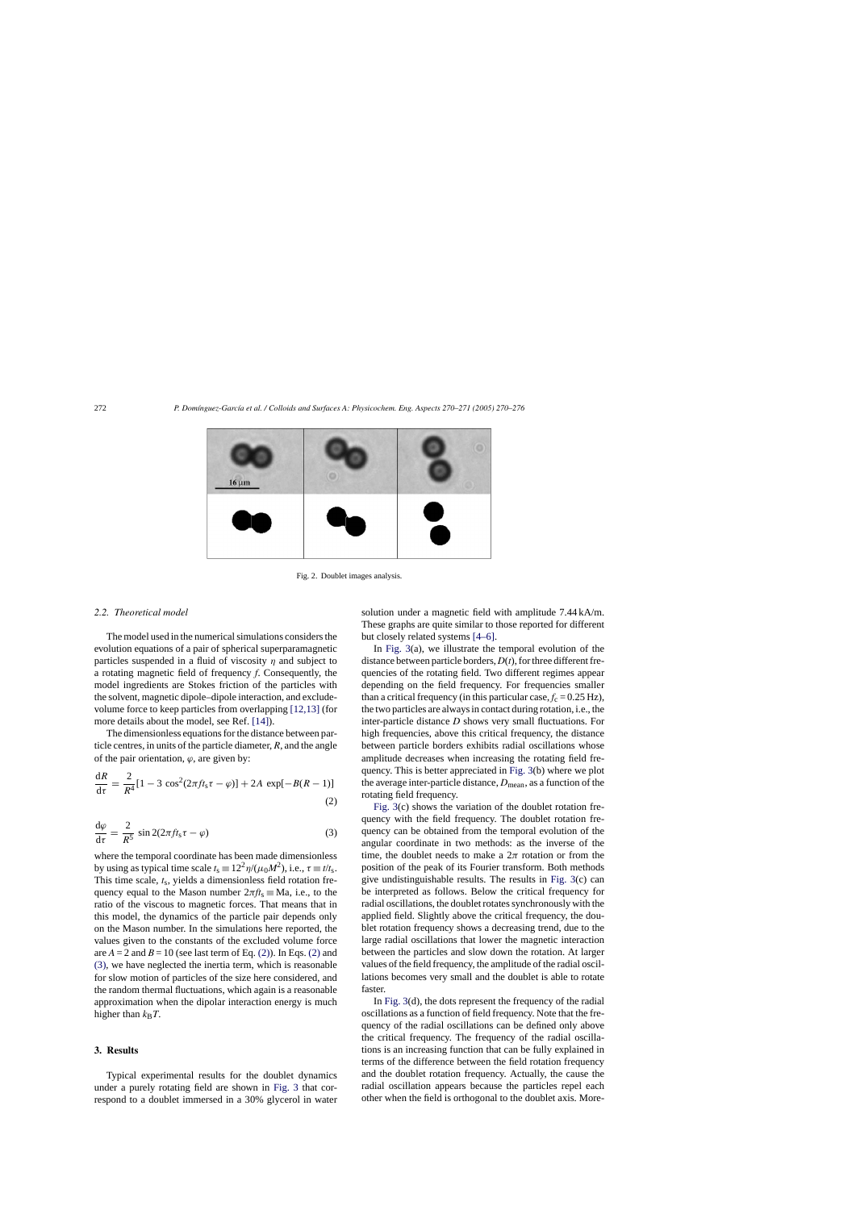Fig. 2. Doublet images analysis.

### 2.2. Theoretical model

The model used in the numerical simulations considers the evolution equations of a pair of spherical superparamagnetic particles suspended in a fluid of viscosity $\eta$ and subject to a rotating magnetic field of frequency $f$. Consequently, the model ingredients are Stokes friction of the particles with the solvent, magnetic dipole–dipole interaction, and exclude-volume force to keep particles from overlapping [12,13] (for more details about the model, see Ref. [14]).

The dimensionless equations for the distance between particle centres, in units of the particle diameter, $R$, and the angle of the pair orientation, $\varphi$, are given by:

$$\frac{\mathrm{d}R}{\mathrm{d}\tau} = \frac{2}{R^4}[1 - 3\cos^2(2\pi f t_s \tau - \varphi)] + 2A\exp[-B(R-1)] \tag{2}$$

$$\frac{\mathrm{d}\varphi}{\mathrm{d}\tau} = \frac{2}{R^5}\sin 2(2\pi f t_s \tau - \varphi) \tag{3}$$

where the temporal coordinate has been made dimensionless by using as typical time scale $t_s \equiv 12^2\eta/(\mu_0 M^2)$, i.e., $\tau \equiv t/t_s$. This time scale, $t_s$, yields a dimensionless field rotation frequency equal to the Mason number $2\pi f t_s \equiv \mathrm{Ma}$, i.e., to the ratio of the viscous to magnetic forces. That means that in this model, the dynamics of the particle pair depends only on the Mason number. In the simulations here reported, the values given to the constants of the excluded volume force are $A = 2$ and $B = 10$ (see last term of Eq. (2)). In Eqs. (2) and (3), we have neglected the inertia term, which is reasonable for slow motion of particles of the size here considered, and the random thermal fluctuations, which again is a reasonable approximation when the dipolar interaction energy is much higher than $k_BT$.

## 3. Results

Typical experimental results for the doublet dynamics under a purely rotating field are shown in Fig. 3 that correspond to a doublet immersed in a 30% glycerol in water solution under a magnetic field with amplitude 7.44 kA/m. These graphs are quite similar to those reported for different but closely related systems [4–6].

In Fig. 3(a), we illustrate the temporal evolution of the distance between particle borders, $D(t)$, for three different frequencies of the rotating field. Two different regimes appear depending on the field frequency. For frequencies smaller than a critical frequency (in this particular case, $f_c = 0.25$ Hz), the two particles are always in contact during rotation, i.e., the inter-particle distance $D$ shows very small fluctuations. For high frequencies, above this critical frequency, the distance between particle borders exhibits radial oscillations whose amplitude decreases when increasing the rotating field frequency. This is better appreciated in Fig. 3(b) where we plot the average inter-particle distance, $D_{\mathrm{mean}}$, as a function of the rotating field frequency.

Fig. 3(c) shows the variation of the doublet rotation frequency with the field frequency. The doublet rotation frequency can be obtained from the temporal evolution of the angular coordinate in two methods: as the inverse of the time, the doublet needs to make a $2\pi$ rotation or from the position of the peak of its Fourier transform. Both methods give undistinguishable results. The results in Fig. 3(c) can be interpreted as follows. Below the critical frequency for radial oscillations, the doublet rotates synchronously with the applied field. Slightly above the critical frequency, the doublet rotation frequency shows a decreasing trend, due to the large radial oscillations that lower the magnetic interaction between the particles and slow down the rotation. At larger values of the field frequency, the amplitude of the radial oscillations becomes very small and the doublet is able to rotate faster.

In Fig. 3(d), the dots represent the frequency of the radial oscillations as a function of field frequency. Note that the frequency of the radial oscillations can be defined only above the critical frequency. The frequency of the radial oscillations is an increasing function that can be fully explained in terms of the difference between the field rotation frequency and the doublet rotation frequency. Actually, the cause the radial oscillation appears because the particles repel each other when the field is orthogonal to the doublet axis. More-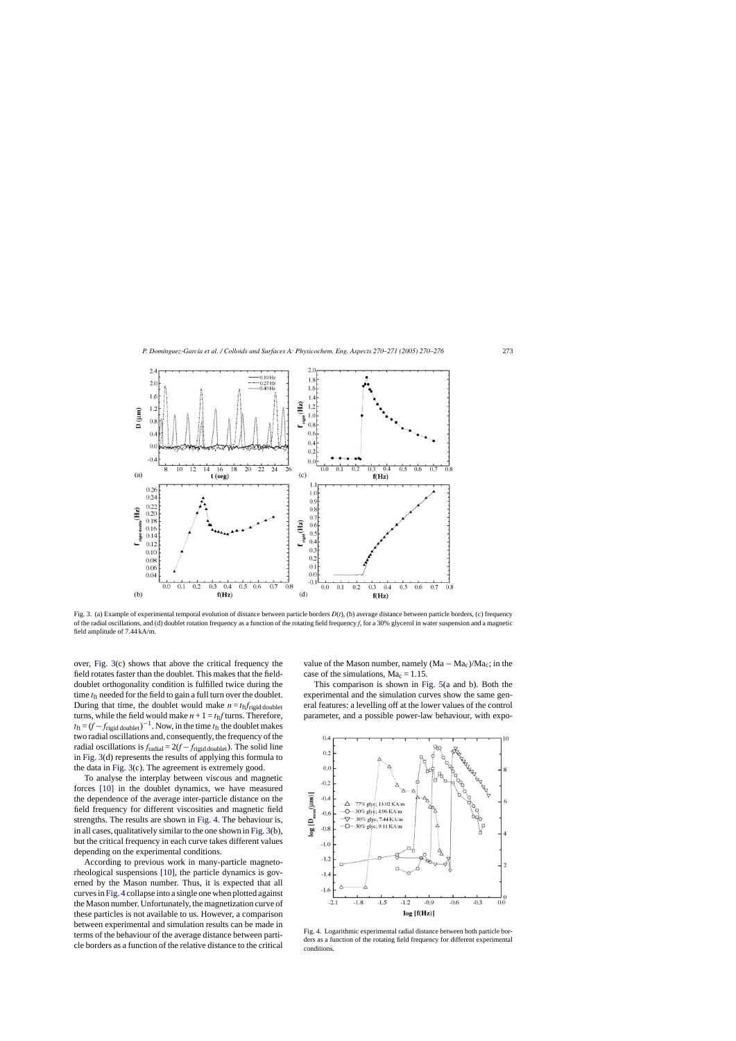Fig. 3. (a) Example of experimental temporal evolution of distance between particle borders $D(t)$, (b) average distance between particle borders, (c) frequency of the radial oscillations, and (d) doublet rotation frequency as a function of the rotating field frequency $f$, for a 30% glycerol in water suspension and a magnetic field amplitude of 7.44 kA/m.

over, Fig. 3(c) shows that above the critical frequency the field rotates faster than the doublet. This makes that the field-doublet orthogonality condition is fulfilled twice during the time $t_{\text{ft}}$ needed for the field to gain a full turn over the doublet. During that time, the doublet would make $n = t_{\text{ft}} f_{\text{rigid doublet}}$ turns, while the field would make $n + 1 = t_{\text{ft}} f$ turns. Therefore, $t_{\text{ft}} = (f - f_{\text{rigid doublet}})^{-1}$. Now, in the time $t_{\text{ft}}$ the doublet makes two radial oscillations and, consequently, the frequency of the radial oscillations is $f_{\text{radial}} = 2(f - f_{\text{rigid doublet}})$. The solid line in Fig. 3(d) represents the results of applying this formula to the data in Fig. 3(c). The agreement is extremely good.

To analyse the interplay between viscous and magnetic forces [10] in the doublet dynamics, we have measured the dependence of the average inter-particle distance on the field frequency for different viscosities and magnetic field strengths. The results are shown in Fig. 4. The behaviour is, in all cases, qualitatively similar to the one shown in Fig. 3(b), but the critical frequency in each curve takes different values depending on the experimental conditions.

According to previous work in many-particle magnetorheological suspensions [10], the particle dynamics is governed by the Mason number. Thus, it is expected that all curves in Fig. 4 collapse into a single one when plotted against the Mason number. Unfortunately, the magnetization curve of these particles is not available to us. However, a comparison between experimental and simulation results can be made in terms of the behaviour of the average distance between particle borders as a function of the relative distance to the critical value of the Mason number, namely $(\text{Ma} - \text{Ma}_c)/\text{Ma}_c$; in the case of the simulations, $\text{Ma}_c = 1.15$.

This comparison is shown in Fig. 5(a and b). Both the experimental and the simulation curves show the same general features: a levelling off at the lower values of the control parameter, and a possible power-law behaviour, with expo-

Fig. 4. Logarithmic experimental radial distance between both particle borders as a function of the rotating field frequency for different experimental conditions.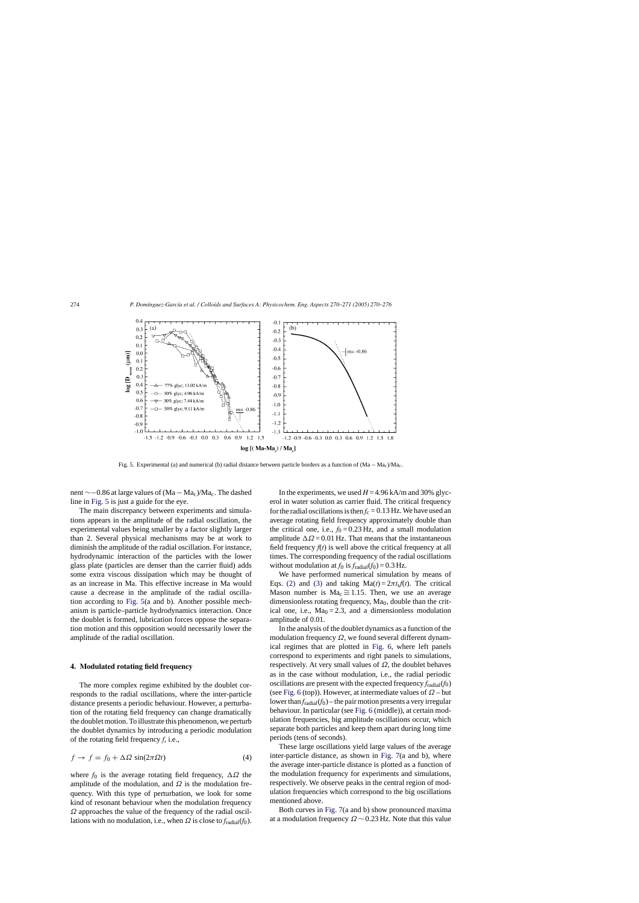Fig. 5. Experimental (a) and numerical (b) radial distance between particle borders as a function of $(\mathrm{Ma}-\mathrm{Ma_c})/\mathrm{Ma_c}$.

nent $\sim -0.86$ at large values of $(\mathrm{Ma}-\mathrm{Ma_c})/\mathrm{Ma_c}$. The dashed line in Fig. 5 is just a guide for the eye.

The main discrepancy between experiments and simulations appears in the amplitude of the radial oscillation, the experimental values being smaller by a factor slightly larger than 2. Several physical mechanisms may be at work to diminish the amplitude of the radial oscillation. For instance, hydrodynamic interaction of the particles with the lower glass plate (particles are denser than the carrier fluid) adds some extra viscous dissipation which may be thought of as an increase in Ma. This effective increase in Ma would cause a decrease in the amplitude of the radial oscillation according to Fig. 5(a and b). Another possible mechanism is particle–particle hydrodynamics interaction. Once the doublet is formed, lubrication forces oppose the separation motion and this opposition would necessarily lower the amplitude of the radial oscillation.

## 4. Modulated rotating field frequency

The more complex regime exhibited by the doublet corresponds to the radial oscillations, where the inter-particle distance presents a periodic behaviour. However, a perturbation of the rotating field frequency can change dramatically the doublet motion. To illustrate this phenomenon, we perturb the doublet dynamics by introducing a periodic modulation of the rotating field frequency $f$, i.e.,

$$f \rightarrow f = f_0 + \Delta\Omega \sin(2\pi\Omega t) \tag{4}$$

where $f_0$ is the average rotating field frequency, $\Delta\Omega$ the amplitude of the modulation, and $\Omega$ is the modulation frequency. With this type of perturbation, we look for some kind of resonant behaviour when the modulation frequency $\Omega$ approaches the value of the frequency of the radial oscillations with no modulation, i.e., when $\Omega$ is close to $f_{\mathrm{radial}}(f_0)$.

In the experiments, we used $H = 4.96$ kA/m and 30% glycerol in water solution as carrier fluid. The critical frequency for the radial oscillations is then $f_c = 0.13$ Hz. We have used an average rotating field frequency approximately double than the critical one, i.e., $f_0 = 0.23$ Hz, and a small modulation amplitude $\Delta\Omega = 0.01$ Hz. That means that the instantaneous field frequency $f(t)$ is well above the critical frequency at all times. The corresponding frequency of the radial oscillations without modulation at $f_0$ is $f_{\mathrm{radial}}(f_0) = 0.3$ Hz.

We have performed numerical simulation by means of Eqs. (2) and (3) and taking $\mathrm{Ma}(t) = 2\pi t_s f(t)$. The critical Mason number is $\mathrm{Ma_c} \cong 1.15$. Then, we use an average dimensionless rotating frequency, $\mathrm{Ma_0}$, double than the critical one, i.e., $\mathrm{Ma_0} = 2.3$, and a dimensionless modulation amplitude of 0.01.

In the analysis of the doublet dynamics as a function of the modulation frequency $\Omega$, we found several different dynamical regimes that are plotted in Fig. 6, where left panels correspond to experiments and right panels to simulations, respectively. At very small values of $\Omega$, the doublet behaves as in the case without modulation, i.e., the radial periodic oscillations are present with the expected frequency $f_{\mathrm{radial}}(f_0)$ (see Fig. 6 (top)). However, at intermediate values of $\Omega$ – but lower than $f_{\mathrm{radial}}(f_0)$ – the pair motion presents a very irregular behaviour. In particular (see Fig. 6 (middle)), at certain modulation frequencies, big amplitude oscillations occur, which separate both particles and keep them apart during long time periods (tens of seconds).

These large oscillations yield large values of the average inter-particle distance, as shown in Fig. 7(a and b), where the average inter-particle distance is plotted as a function of the modulation frequency for experiments and simulations, respectively. We observe peaks in the central region of modulation frequencies which correspond to the big oscillations mentioned above.

Both curves in Fig. 7(a and b) show pronounced maxima at a modulation frequency $\Omega \sim 0.23$ Hz. Note that this value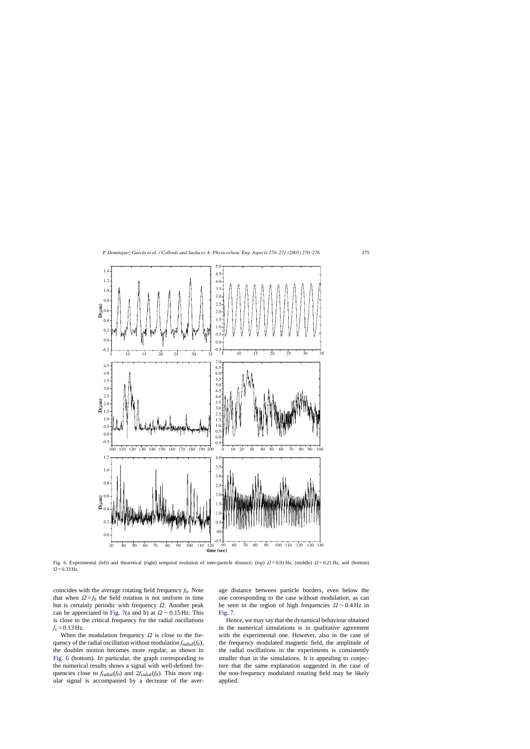Fig. 6. Experimental (left) and theoretical (right) temporal evolution of inter-particle distance; (top) $\Omega = 0.01$ Hz, (middle) $\Omega = 0.21$ Hz, and (bottom) $\Omega = 0.33$ Hz.

coincides with the average rotating field frequency $f_0$. Note that when $\Omega = f_0$ the field rotation is not uniform in time but is certainly periodic with frequency $\Omega$. Another peak can be appreciated in Fig. 7(a and b) at $\Omega \sim 0.15$ Hz. This is close to the critical frequency for the radial oscillations $f_c = 0.13$ Hz.

When the modulation frequency $\Omega$ is close to the frequency of the radial oscillation without modulation $f_{\text{radial}}(f_0)$, the doublet motion becomes more regular, as shown in Fig. 6 (bottom). In particular, the graph corresponding to the numerical results shows a signal with well-defined frequencies close to $f_{\text{radial}}(f_0)$ and $2f_{\text{radial}}(f_0)$. This more regular signal is accompanied by a decrease of the average distance between particle borders, even below the one corresponding to the case without modulation, as can be seen in the region of high frequencies $\Omega \sim 0.4$ Hz in Fig. 7.

Hence, we may say that the dynamical behaviour obtained in the numerical simulations is in qualitative agreement with the experimental one. However, also in the case of the frequency modulated magnetic field, the amplitude of the radial oscillations in the experiments is consistently smaller than in the simulations. It is appealing to conjecture that the same explanation suggested in the case of the non-frequency modulated rotating field may be likely applied.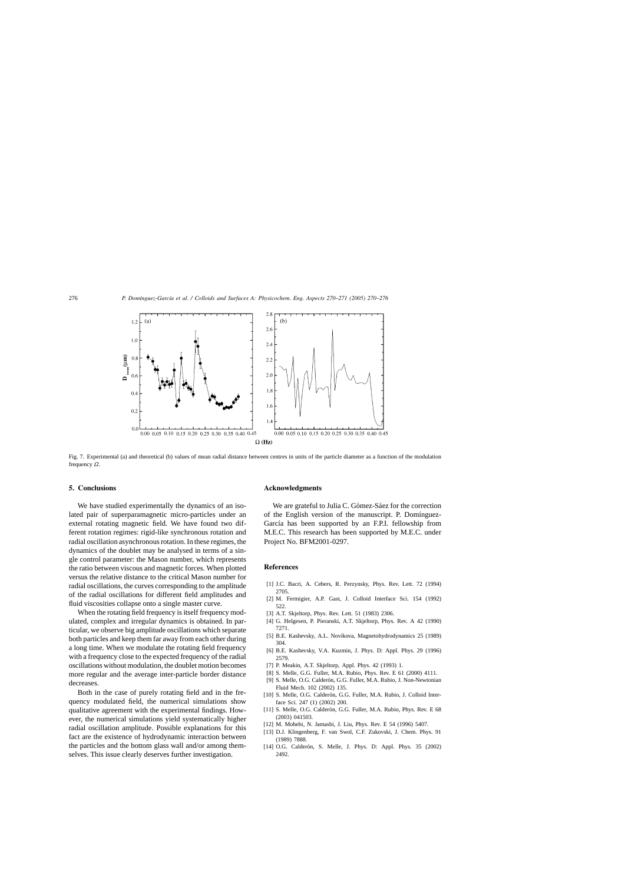(a)

1.2
1.0
0.8
0.6
0.4
0.2
0.0

$D_{mean}$ (μm)

0.00 0.05 0.10 0.15 0.20 0.25 0.30 0.35 0.40 0.45

(b)

2.8
2.6
2.4
2.2
2.0
1.8
1.6
1.4

0.00 0.05 0.10 0.15 0.20 0.25 0.30 0.35 0.40 0.45

Ω (Hz)

Fig. 7. Experimental (a) and theoretical (b) values of mean radial distance between centres in units of the particle diameter as a function of the modulation frequency $\Omega$.

## 5. Conclusions

We have studied experimentally the dynamics of an isolated pair of superparamagnetic micro-particles under an external rotating magnetic field. We have found two different rotation regimes: rigid-like synchronous rotation and radial oscillation asynchronous rotation. In these regimes, the dynamics of the doublet may be analysed in terms of a single control parameter: the Mason number, which represents the ratio between viscous and magnetic forces. When plotted versus the relative distance to the critical Mason number for radial oscillations, the curves corresponding to the amplitude of the radial oscillations for different field amplitudes and fluid viscosities collapse onto a single master curve.

When the rotating field frequency is itself frequency modulated, complex and irregular dynamics is obtained. In particular, we observe big amplitude oscillations which separate both particles and keep them far away from each other during a long time. When we modulate the rotating field frequency with a frequency close to the expected frequency of the radial oscillations without modulation, the doublet motion becomes more regular and the average inter-particle border distance decreases.

Both in the case of purely rotating field and in the frequency modulated field, the numerical simulations show qualitative agreement with the experimental findings. However, the numerical simulations yield systematically higher radial oscillation amplitude. Possible explanations for this fact are the existence of hydrodynamic interaction between the particles and the bottom glass wall and/or among themselves. This issue clearly deserves further investigation.

## Acknowledgments

We are grateful to Julia C. Gómez-Sáez for the correction of the English version of the manuscript. P. Domínguez-García has been supported by an F.P.I. fellowship from M.E.C. This research has been supported by M.E.C. under Project No. BFM2001-0297.

## References

[1] J.C. Bacri, A. Cebers, R. Perzynsky, Phys. Rev. Lett. 72 (1994) 2705.

[2] M. Fermigier, A.P. Gast, J. Colloid Interface Sci. 154 (1992) 522.

[3] A.T. Skjeltorp, Phys. Rev. Lett. 51 (1983) 2306.

[4] G. Helgesen, P. Pieranski, A.T. Skjeltorp, Phys. Rev. A 42 (1990) 7271.

[5] B.E. Kashevsky, A.L. Novikova, Magnetohydrodynamics 25 (1989) 304.

[6] B.E. Kashevsky, V.A. Kuzmin, J. Phys. D: Appl. Phys. 29 (1996) 2579.

[7] P. Meakin, A.T. Skjeltorp, Appl. Phys. 42 (1993) 1.

[8] S. Melle, G.G. Fuller, M.A. Rubio, Phys. Rev. E 61 (2000) 4111.

[9] S. Melle, O.G. Calderón, G.G. Fuller, M.A. Rubio, J. Non-Newtonian Fluid Mech. 102 (2002) 135.

[10] S. Melle, O.G. Calderón, G.G. Fuller, M.A. Rubio, J. Colloid Interface Sci. 247 (1) (2002) 200.

[11] S. Melle, O.G. Calderón, G.G. Fuller, M.A. Rubio, Phys. Rev. E 68 (2003) 041503.

[12] M. Mohebi, N. Jamasbi, J. Liu, Phys. Rev. E 54 (1996) 5407.

[13] D.J. Klingenberg, F. van Swol, C.F. Zukovski, J. Chem. Phys. 91 (1989) 7888.

[14] O.G. Calderón, S. Melle, J. Phys. D: Appl. Phys. 35 (2002) 2492.